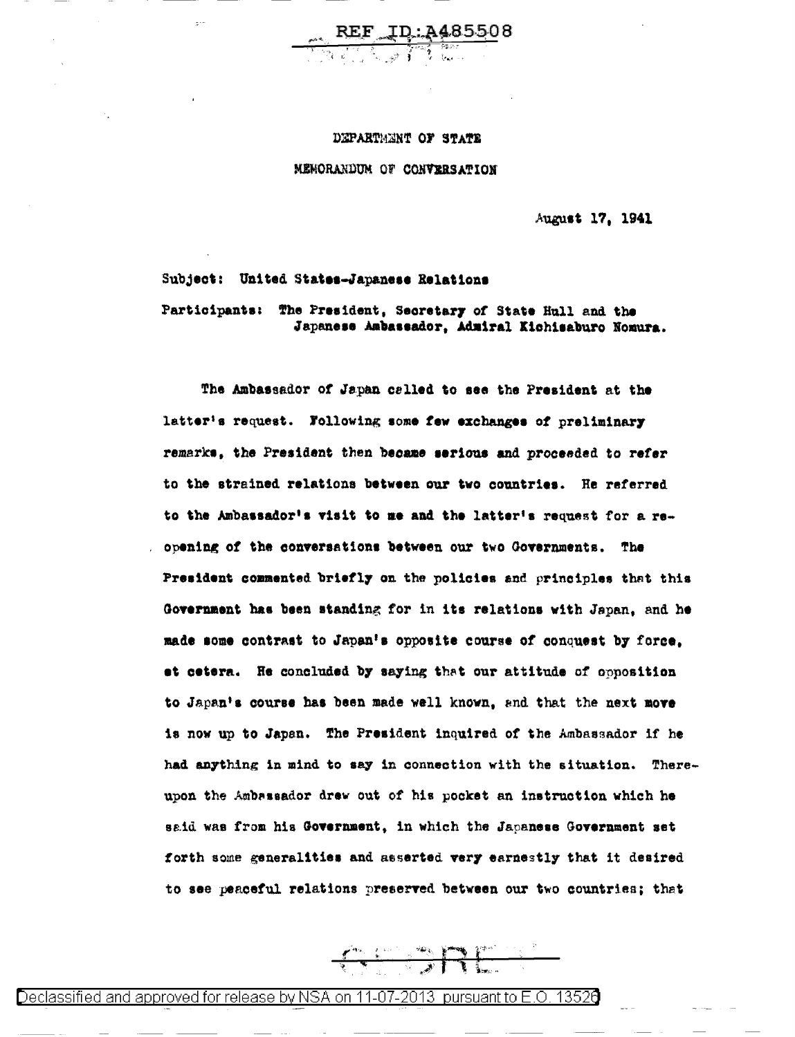REF ID:A485508

DEPARTMENT OF STATE

MEMORANDUM OF CONVERSATION

August 17, 1941

Subject: United States-Japanese Relations

Participants: The President, Secretary of State Hull and the Japanese Ambassador, Admiral Kichisaburo Nomura.

The Ambassador of Japan called to see the President at the latter's request. Following some few exchanges of preliminary remarks, the President then became serious and proceeded to refer to the strained relations between our two countries. He referred to the Ambassador's visit to me and the latter's request for a reopening of the conversations between our two Governments. The President commented briefly on the policies and principles that this Government has been standing for in its relations with Japan, and he made some contrast to Japan's opposite course of conquest by force, et cetera. He concluded by saying that our attitude of opposition to Japan's course has been made well known, and that the next move is now up to Japan. The President inquired of the Ambassador if he had anything in mind to say in connection with the situation. Thereupon the Ambassador drew out of his pocket an instruction which he said was from his Government, in which the Japanese Government set forth some generalities and asserted very earnestly that it desired to see peaceful relations preserved between our two countries; that

SECRET

Declassified and approved for release by NSA on 11-07-2013 pursuant to E.O. 13526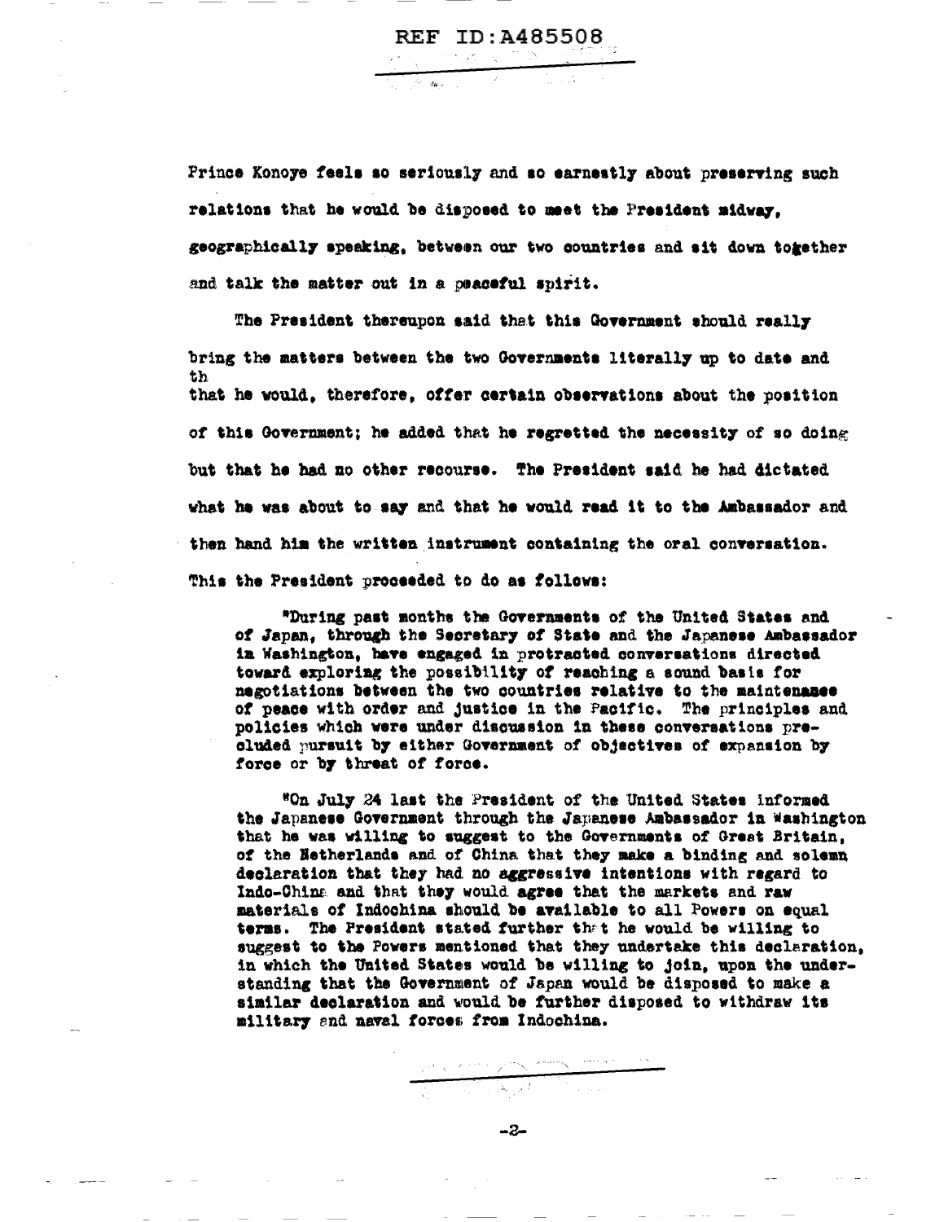Prince Konoye feels so seriously and so earnestly about preserving such relations that he would be disposed to meet the President midway, geographically speaking, between our two countries and sit down together and talk the matter out in a peaceful spirit.

The President thereupon said that this Government should really bring the matters between the two Governments literally up to date and th that he would, therefore, offer certain observations about the position of this Government; he added that he regretted the necessity of so doing but that he had no other recourse. The President said he had dictated what he was about to say and that he would read it to the Ambassador and then hand him the written instrument containing the oral conversation. This the President proceeded to do as follows:

> "During past months the Governments of the United States and of Japan, through the Secretary of State and the Japanese Ambassador in Washington, have engaged in protracted conversations directed toward exploring the possibility of reaching a sound basis for negotiations between the two countries relative to the maintenance of peace with order and justice in the Pacific. The principles and policies which were under discussion in these conversations precluded pursuit by either Government of objectives of expansion by force or by threat of force.
>
> "On July 24 last the President of the United States informed the Japanese Government through the Japanese Ambassador in Washington that he was willing to suggest to the Governments of Great Britain, of the Netherlands and of China that they make a binding and solemn declaration that they had no aggressive intentions with regard to Indo-China and that they would agree that the markets and raw materials of Indochina should be available to all Powers on equal terms. The President stated further that he would be willing to suggest to the Powers mentioned that they undertake this declaration, in which the United States would be willing to join, upon the understanding that the Government of Japan would be disposed to make a similar declaration and would be further disposed to withdraw its military and naval forces from Indochina.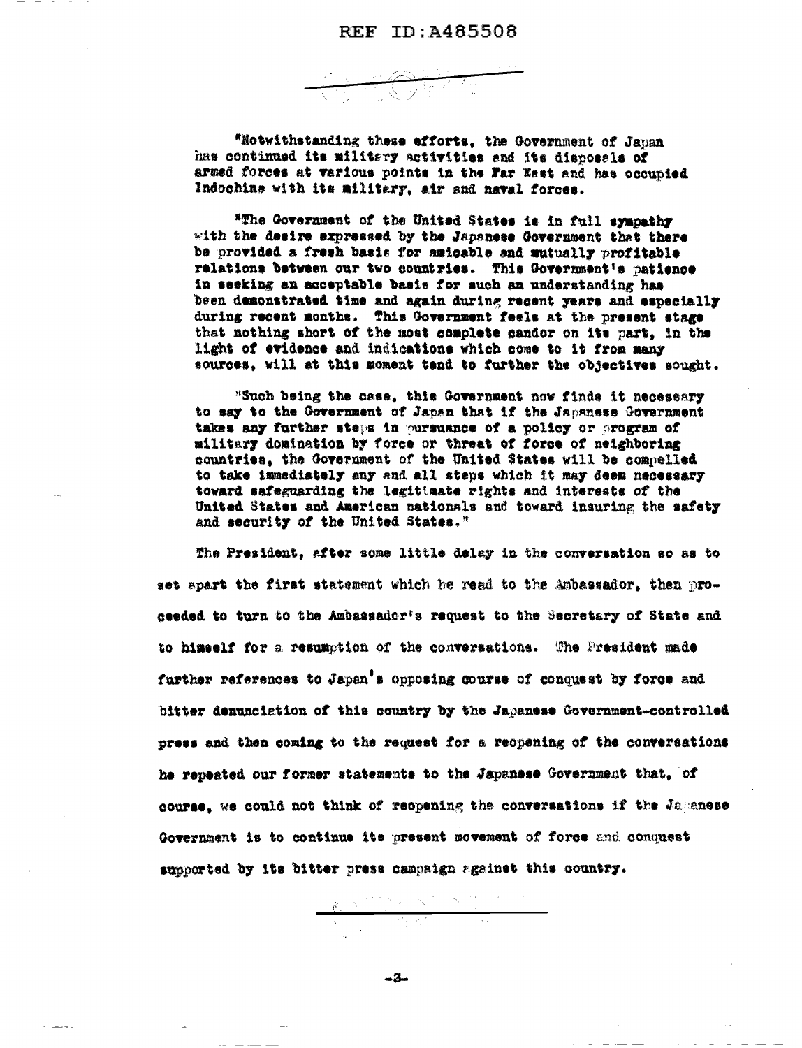"Notwithstanding these efforts, the Government of Japan has continued its military activities and its disposals of armed forces at various points in the Far East and has occupied Indochina with its military, air and naval forces.

"The Government of the United States is in full sympathy with the desire expressed by the Japanese Government that there be provided a fresh basis for amicable and mutually profitable relations between our two countries. This Government's patience in seeking an acceptable basis for such an understanding has been demonstrated time and again during recent years and especially during recent months. This Government feels at the present stage that nothing short of the most complete candor on its part, in the light of evidence and indications which come to it from many sources, will at this moment tend to further the objectives sought.

"Such being the case, this Government now finds it necessary to say to the Government of Japan that if the Japanese Government takes any further steps in pursuance of a policy or program of military domination by force or threat of force of neighboring countries, the Government of the United States will be compelled to take immediately any and all steps which it may deem necessary toward safeguarding the legitimate rights and interests of the United States and American nationals and toward insuring the safety and security of the United States."

The President, after some little delay in the conversation so as to set apart the first statement which he read to the Ambassador, then proceeded to turn to the Ambassador's request to the Secretary of State and to himself for a resumption of the conversations. The President made further references to Japan's opposing course of conquest by force and bitter denunciation of this country by the Japanese Government-controlled press and then coming to the request for a reopening of the conversations he repeated our former statements to the Japanese Government that, of course, we could not think of reopening the conversations if the Japanese Government is to continue its present movement of force and conquest supported by its bitter press campaign against this country.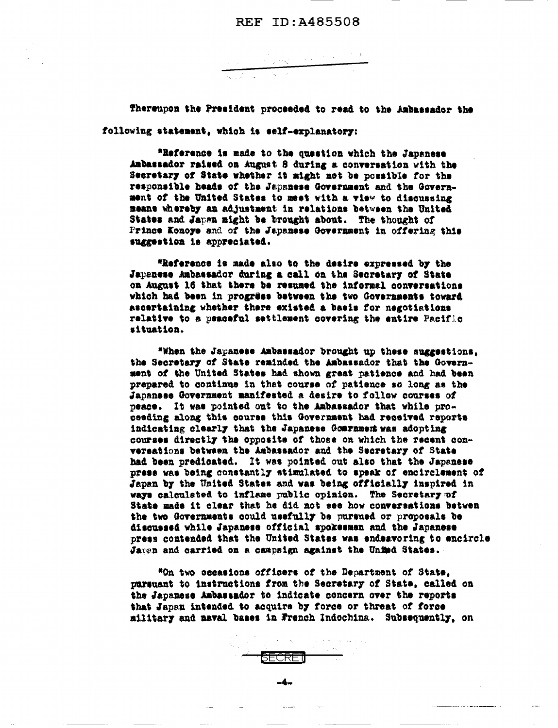Thereupon the President proceeded to read to the Ambassador the following statement, which is self-explanatory:

"Reference is made to the question which the Japanese Ambassador raised on August 8 during a conversation with the Secretary of State whether it might not be possible for the responsible heads of the Japanese Government and the Government of the United States to meet with a view to discussing means whereby an adjustment in relations between the United States and Japan might be brought about. The thought of Prince Konoye and of the Japanese Government in offering this suggestion is appreciated.

"Reference is made also to the desire expressed by the Japanese Ambassador during a call on the Secretary of State on August 16 that there be resumed the informal conversations which had been in progress between the two Governments toward ascertaining whether there existed a basis for negotiations relative to a peaceful settlement covering the entire Pacific situation.

"When the Japanese Ambassador brought up these suggestions, the Secretary of State reminded the Ambassador that the Government of the United States had shown great patience and had been prepared to continue in that course of patience so long as the Japanese Government manifested a desire to follow courses of peace. It was pointed out to the Ambassador that while proceeding along this course this Government had received reports indicating clearly that the Japanese Government was adopting courses directly the opposite of those on which the recent conversations between the Ambassador and the Secretary of State had been predicated. It was pointed out also that the Japanese press was being constantly stimulated to speak of encirclement of Japan by the United States and was being officially inspired in ways calculated to inflame public opinion. The Secretary of State made it clear that he did not see how conversations betwen the two Governments could usefully be pursued or proposals be discussed while Japanese official spokesmen and the Japanese press contended that the United States was endeavoring to encircle Japan and carried on a campaign against the United States.

"On two occasions officers of the Department of State, pursuant to instructions from the Secretary of State, called on the Japanese Ambassador to indicate concern over the reports that Japan intended to acquire by force or threat of force military and naval bases in French Indochina. Subsequently, on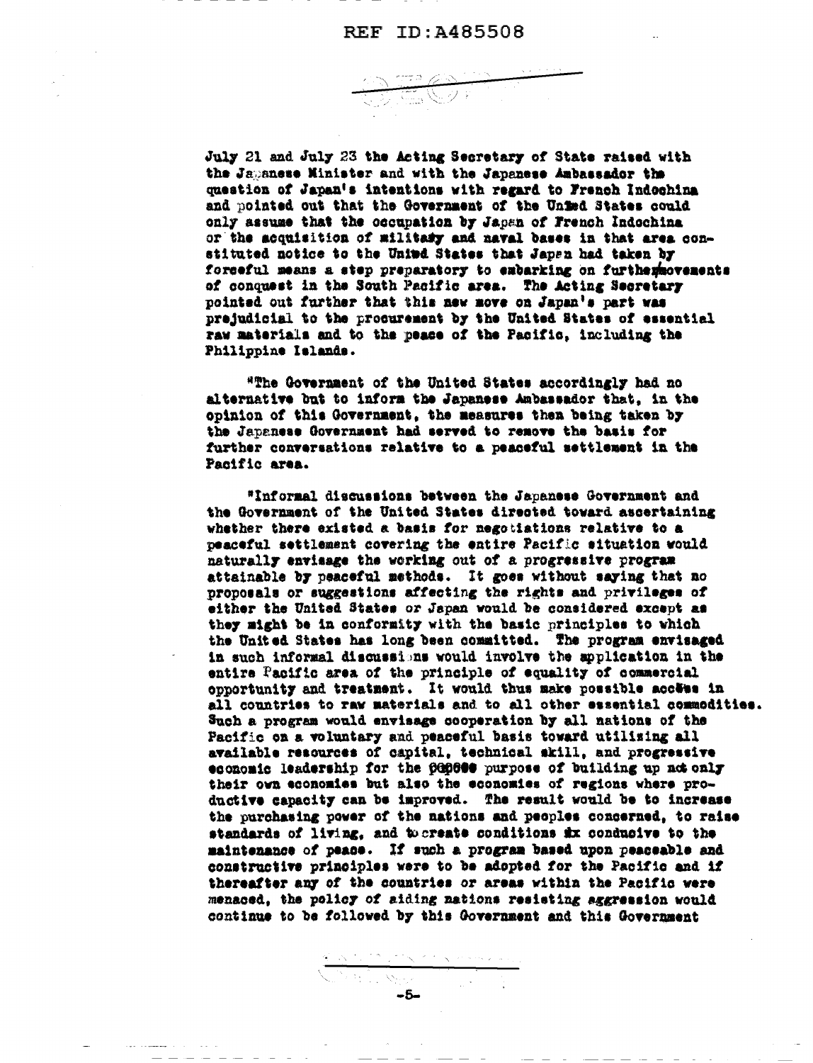July 21 and July 23 the Acting Secretary of State raised with the Japanese Minister and with the Japanese Ambassador the question of Japan's intentions with regard to French Indochina and pointed out that the Government of the United States could only assume that the occupation by Japan of French Indochina or the acquisition of military and naval bases in that area constituted notice to the United States that Japan had taken by forceful means a step preparatory to embarking on further movements of conquest in the South Pacific area. The Acting Secretary pointed out further that this new move on Japan's part was prejudicial to the procurement by the United States of essential raw materials and to the peace of the Pacific, including the Philippine Islands.

"The Government of the United States accordingly had no alternative but to inform the Japanese Ambassador that, in the opinion of this Government, the measures then being taken by the Japanese Government had served to remove the basis for further conversations relative to a peaceful settlement in the Pacific area.

"Informal discussions between the Japanese Government and the Government of the United States directed toward ascertaining whether there existed a basis for negotiations relative to a peaceful settlement covering the entire Pacific situation would naturally envisage the working out of a progressive program attainable by peaceful methods. It goes without saying that no proposals or suggestions affecting the rights and privileges of either the United States or Japan would be considered except as they might be in conformity with the basic principles to which the United States has long been committed. The program envisaged in such informal discussions would involve the application in the entire Pacific area of the principle of equality of commercial opportunity and treatment. It would thus make possible access in all countries to raw materials and to all other essential commodities. Such a program would envisage cooperation by all nations of the Pacific on a voluntary and peaceful basis toward utilizing all available resources of capital, technical skill, and progressive economic leadership for the purpose of building up not only their own economies but also the economies of regions where productive capacity can be improved. The result would be to increase the purchasing power of the nations and peoples concerned, to raise standards of living, and to create conditions conducive to the maintenance of peace. If such a program based upon peaceable and constructive principles were to be adopted for the Pacific and if thereafter any of the countries or areas within the Pacific were menaced, the policy of aiding nations resisting aggression would continue to be followed by this Government and this Government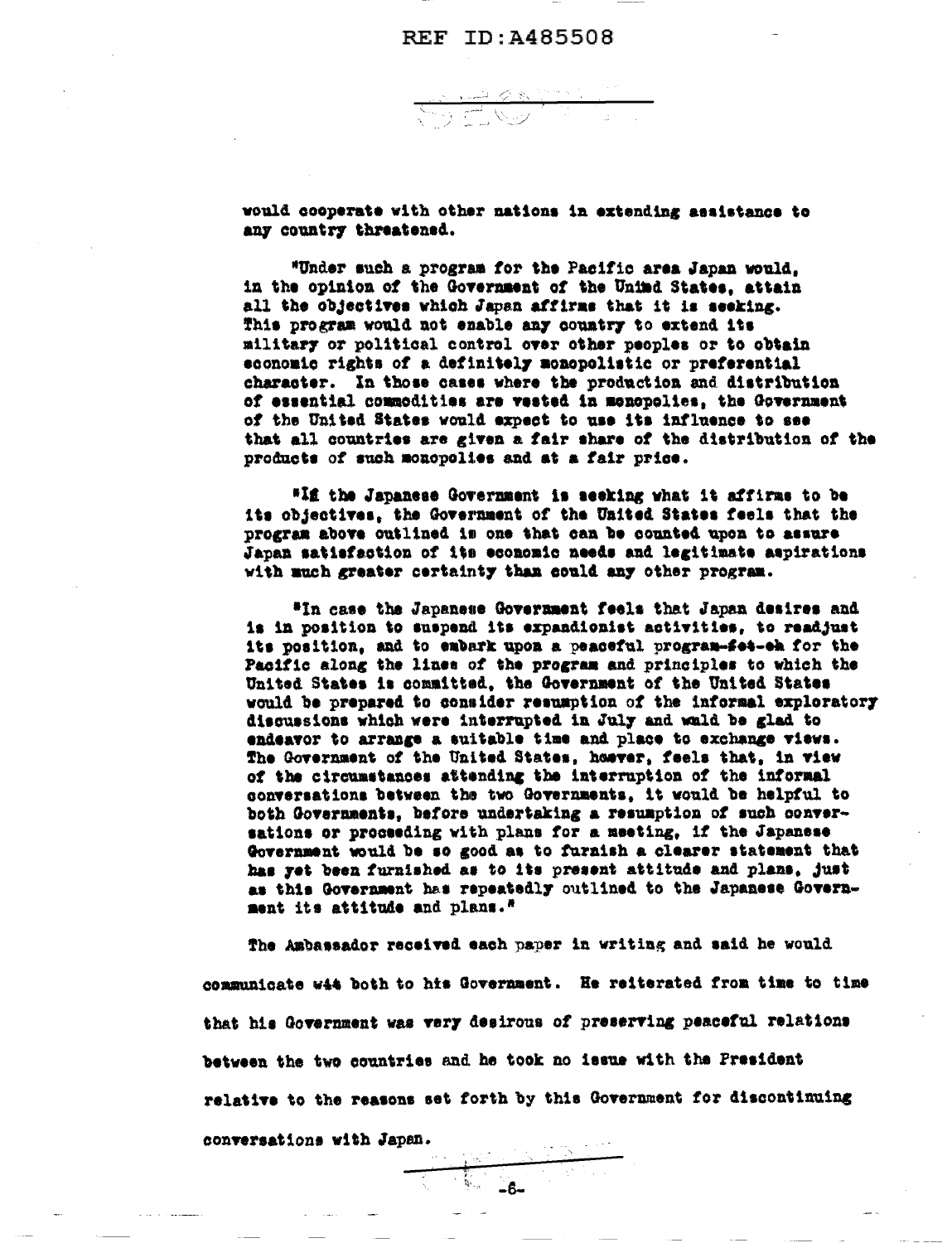would cooperate with other nations in extending assistance to any country threatened.

"Under such a program for the Pacific area Japan would, in the opinion of the Government of the Unimd States, attain all the objectives which Japan affirms that it is seeking. This program would not enable any country to extend its military or political control over other peoples or to obtain economic rights of a definitely monopolistic or preferential character. In those cases where the production and distribution of essential commodities are vested in monopolies, the Government of the United States would expect to use its influence to see that all countries are given a fair share of the distribution of the products of such monopolies and at a fair price.

"If the Japanese Government is seeking what it affirms to be its objectives, the Government of the United States feels that the program above outlined is one that can be counted upon to assure Japan satisfaction of its economic needs and legitimate aspirations with much greater certainty than could any other program.

"In case the Japanese Government feels that Japan desires and is in position to suspend its expandionist activities, to readjust its position, and to embark upon a peaceful program-fet-oh for the Pacific along the lines of the program and principles to which the United States is committed, the Government of the United States would be prepared to consider resumption of the informal exploratory discussions which were interrupted in July and wuld be glad to endeavor to arrange a suitable time and place to exchange views. The Government of the United States, hoever, feels that, in view of the circumstances attending the interruption of the informal conversations between the two Governments, it would be helpful to both Governments, before undertaking a resumption of such conversations or proceeding with plans for a meeting, if the Japanese Government would be so good as to furnish a clearer statement that has yet been furnished as to its present attitude and plans, just as this Government has repeatedly outlined to the Japanese Government its attitude and plans."

The Ambassador received each paper in writing and said he would communicate wit both to his Government. He reiterated from time to time that his Government was very desirous of preserving peaceful relations between the two countries and he took no issue with the President relative to the reasons set forth by this Government for discontinuing conversations with Japan.